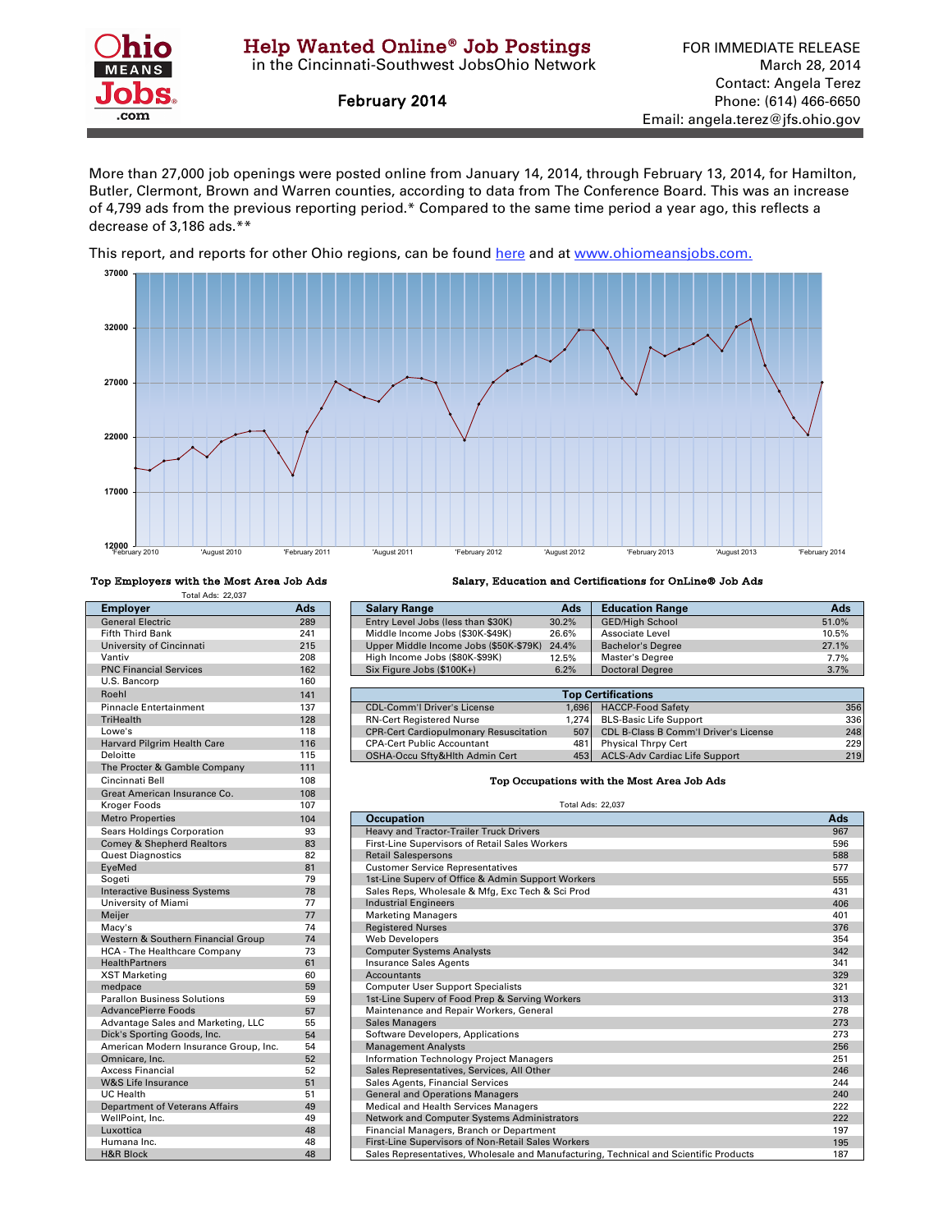# Help Wanted Online® Job Postings

in the Cincinnati-Southwest JobsOhio Network

**February 2014**

FOR IMMEDIATE RELEASE
March 28, 2014
Contact: Angela Terez
Phone: (614) 466-6650
Email: angela.terez@jfs.ohio.gov

More than 27,000 job openings were posted online from January 14, 2014, through February 13, 2014, for Hamilton, Butler, Clermont, Brown and Warren counties, according to data from The Conference Board. This was an increase of 4,799 ads from the previous reporting period.* Compared to the same time period a year ago, this reflects a decrease of 3,186 ads.**

This report, and reports for other Ohio regions, can be found here and at www.ohiomeansjobs.com.

### Top Employers with the Most Area Job Ads

Total Ads: 22,037

| Employer | Ads |
|---|---|
| General Electric | 289 |
| Fifth Third Bank | 241 |
| University of Cincinnati | 215 |
| Vantiv | 208 |
| PNC Financial Services | 162 |
| U.S. Bancorp | 160 |
| Roehl | 141 |
| Pinnacle Entertainment | 137 |
| TriHealth | 128 |
| Lowe's | 118 |
| Harvard Pilgrim Health Care | 116 |
| Deloitte | 115 |
| The Procter & Gamble Company | 111 |
| Cincinnati Bell | 108 |
| Great American Insurance Co. | 108 |
| Kroger Foods | 107 |
| Metro Properties | 104 |
| Sears Holdings Corporation | 93 |
| Comey & Shepherd Realtors | 83 |
| Quest Diagnostics | 82 |
| EyeMed | 81 |
| Sogeti | 79 |
| Interactive Business Systems | 78 |
| University of Miami | 77 |
| Meijer | 77 |
| Macy's | 74 |
| Western & Southern Financial Group | 74 |
| HCA - The Healthcare Company | 73 |
| HealthPartners | 61 |
| XST Marketing | 60 |
| medpace | 59 |
| Parallon Business Solutions | 59 |
| AdvancePierre Foods | 57 |
| Advantage Sales and Marketing, LLC | 55 |
| Dick's Sporting Goods, Inc. | 54 |
| American Modern Insurance Group, Inc. | 54 |
| Omnicare, Inc. | 52 |
| Axcess Financial | 52 |
| W&S Life Insurance | 51 |
| UC Health | 51 |
| Department of Veterans Affairs | 49 |
| WellPoint, Inc. | 49 |
| Luxottica | 48 |
| Humana Inc. | 48 |
| H&R Block | 48 |

### Salary, Education and Certifications for OnLine® Job Ads

| Salary Range | Ads | Education Range | Ads |
|---|---|---|---|
| Entry Level Jobs (less than $30K) | 30.2% | GED/High School | 51.0% |
| Middle Income Jobs ($30K-$49K) | 26.6% | Associate Level | 10.5% |
| Upper Middle Income Jobs ($50K-$79K) | 24.4% | Bachelor's Degree | 27.1% |
| High Income Jobs ($80K-$99K) | 12.5% | Master's Degree | 7.7% |
| Six Figure Jobs ($100K+) | 6.2% | Doctoral Degree | 3.7% |

| Top Certifications | | | |
|---|---|---|---|
| CDL-Comm'l Driver's License | 1,696 | HACCP-Food Safety | 356 |
| RN-Cert Registered Nurse | 1,274 | BLS-Basic Life Support | 336 |
| CPR-Cert Cardiopulmonary Resuscitation | 507 | CDL B-Class B Comm'l Driver's License | 248 |
| CPA-Cert Public Accountant | 481 | Physical Thrpy Cert | 229 |
| OSHA-Occu Sfty&Hlth Admin Cert | 453 | ACLS-Adv Cardiac Life Support | 219 |

### Top Occupations with the Most Area Job Ads

Total Ads: 22,037

| Occupation | Ads |
|---|---|
| Heavy and Tractor-Trailer Truck Drivers | 967 |
| First-Line Supervisors of Retail Sales Workers | 596 |
| Retail Salespersons | 588 |
| Customer Service Representatives | 577 |
| 1st-Line Superv of Office & Admin Support Workers | 555 |
| Sales Reps, Wholesale & Mfg, Exc Tech & Sci Prod | 431 |
| Industrial Engineers | 406 |
| Marketing Managers | 401 |
| Registered Nurses | 376 |
| Web Developers | 354 |
| Computer Systems Analysts | 342 |
| Insurance Sales Agents | 341 |
| Accountants | 329 |
| Computer User Support Specialists | 321 |
| 1st-Line Superv of Food Prep & Serving Workers | 313 |
| Maintenance and Repair Workers, General | 278 |
| Sales Managers | 273 |
| Software Developers, Applications | 273 |
| Management Analysts | 256 |
| Information Technology Project Managers | 251 |
| Sales Representatives, Services, All Other | 246 |
| Sales Agents, Financial Services | 244 |
| General and Operations Managers | 240 |
| Medical and Health Services Managers | 222 |
| Network and Computer Systems Administrators | 222 |
| Financial Managers, Branch or Department | 197 |
| First-Line Supervisors of Non-Retail Sales Workers | 195 |
| Sales Representatives, Wholesale and Manufacturing, Technical and Scientific Products | 187 |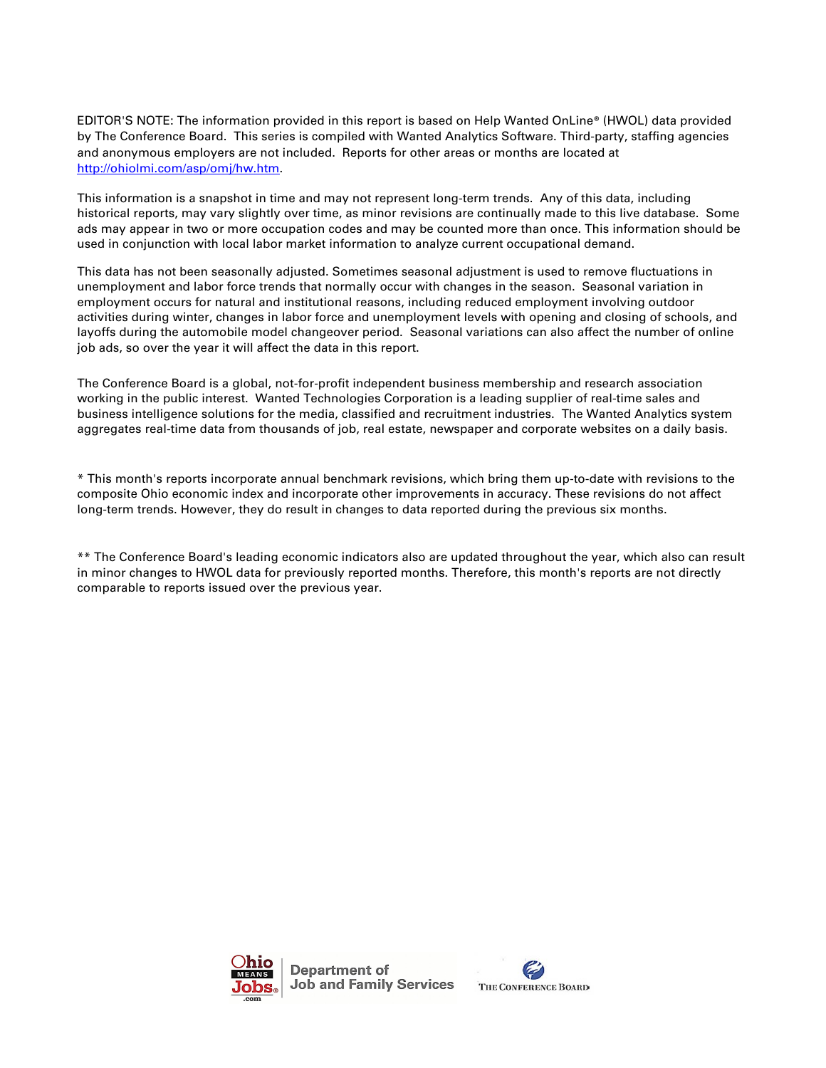EDITOR'S NOTE: The information provided in this report is based on Help Wanted OnLine® (HWOL) data provided by The Conference Board. This series is compiled with Wanted Analytics Software. Third-party, staffing agencies and anonymous employers are not included. Reports for other areas or months are located at http://ohiolmi.com/asp/omj/hw.htm.

This information is a snapshot in time and may not represent long-term trends. Any of this data, including historical reports, may vary slightly over time, as minor revisions are continually made to this live database. Some ads may appear in two or more occupation codes and may be counted more than once. This information should be used in conjunction with local labor market information to analyze current occupational demand.

This data has not been seasonally adjusted. Sometimes seasonal adjustment is used to remove fluctuations in unemployment and labor force trends that normally occur with changes in the season. Seasonal variation in employment occurs for natural and institutional reasons, including reduced employment involving outdoor activities during winter, changes in labor force and unemployment levels with opening and closing of schools, and layoffs during the automobile model changeover period. Seasonal variations can also affect the number of online job ads, so over the year it will affect the data in this report.

The Conference Board is a global, not-for-profit independent business membership and research association working in the public interest. Wanted Technologies Corporation is a leading supplier of real-time sales and business intelligence solutions for the media, classified and recruitment industries. The Wanted Analytics system aggregates real-time data from thousands of job, real estate, newspaper and corporate websites on a daily basis.

* This month's reports incorporate annual benchmark revisions, which bring them up-to-date with revisions to the composite Ohio economic index and incorporate other improvements in accuracy. These revisions do not affect long-term trends. However, they do result in changes to data reported during the previous six months.

** The Conference Board's leading economic indicators also are updated throughout the year, which also can result in minor changes to HWOL data for previously reported months. Therefore, this month's reports are not directly comparable to reports issued over the previous year.

OhioMeansJobs.com | Department of Job and Family Services

The Conference Board